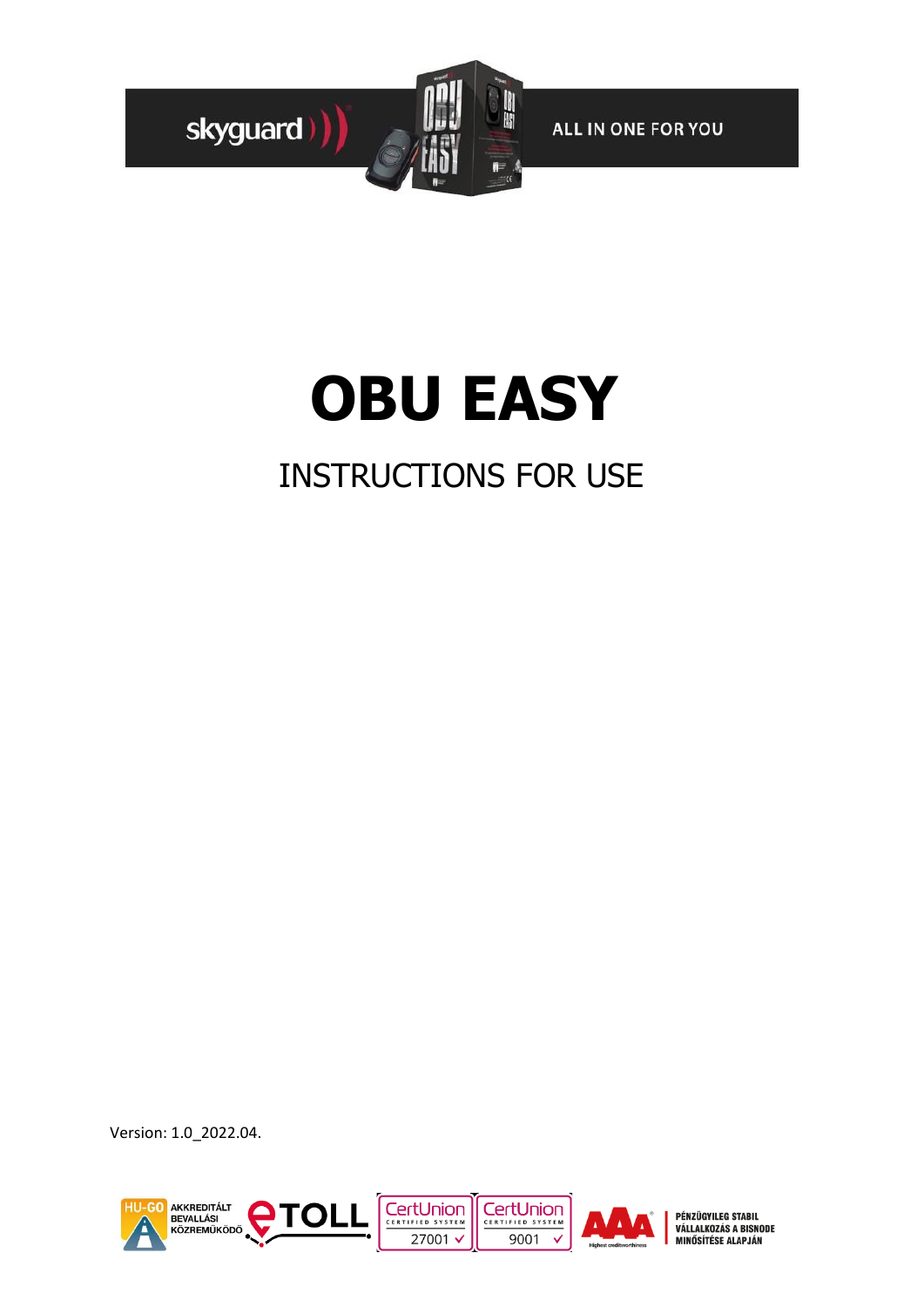skyguard

ALL IN ONE FOR YOU

# OBU EASY

## INSTRUCTIONS FOR USE

Version: 1.0_2022.04.

HU-GO AKKREDITÁLT BEVALLÁSI KÖZREMŰKÖDŐ

eTOLL

CertUnion CERTIFIED SYSTEM 27001

CertUnion CERTIFIED SYSTEM 9001

AAA Highest creditworthiness

PÉNZÜGYILEG STABIL VÁLLALKOZÁS A BISNODE MINŐSÍTÉSE ALAPJÁN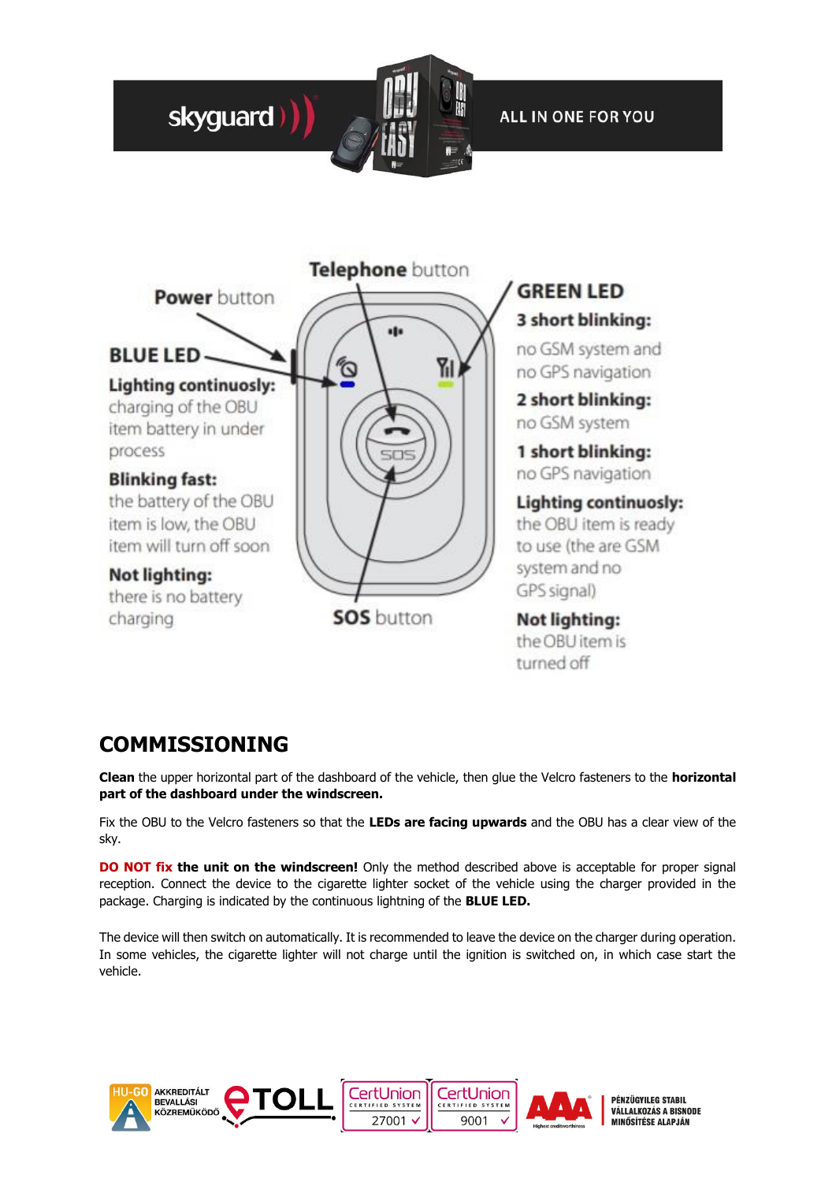skyguard ALL IN ONE FOR YOU

**Power** button

**Telephone** button

**BLUE LED**

**Lighting continuosly:** charging of the OBU item battery in under process

**Blinking fast:** the battery of the OBU item is low, the OBU item will turn off soon

**Not lighting:** there is no battery charging

**SOS** button

**GREEN LED**

**3 short blinking:** no GSM system and no GPS navigation

**2 short blinking:** no GSM system

**1 short blinking:** no GPS navigation

**Lighting continuosly:** the OBU item is ready to use (the are GSM system and no GPS signal)

**Not lighting:** the OBU item is turned off

# COMMISSIONING

**Clean** the upper horizontal part of the dashboard of the vehicle, then glue the Velcro fasteners to the **horizontal part of the dashboard under the windscreen.**

Fix the OBU to the Velcro fasteners so that the **LEDs are facing upwards** and the OBU has a clear view of the sky.

**DO NOT fix the unit on the windscreen!** Only the method described above is acceptable for proper signal reception. Connect the device to the cigarette lighter socket of the vehicle using the charger provided in the package. Charging is indicated by the continuous lightning of the **BLUE LED.**

The device will then switch on automatically. It is recommended to leave the device on the charger during operation. In some vehicles, the cigarette lighter will not charge until the ignition is switched on, in which case start the vehicle.

HU-GO AKKREDITÁLT BEVALLÁSI KÖZREMŰKÖDŐ | eTOLL | CertUnion CERTIFIED SYSTEM 27001 | CertUnion CERTIFIED SYSTEM 9001 | AAA Highest creditworthiness | PÉNZÜGYILEG STABIL VÁLLALKOZÁS A BISNODE MINŐSÍTÉSE ALAPJÁN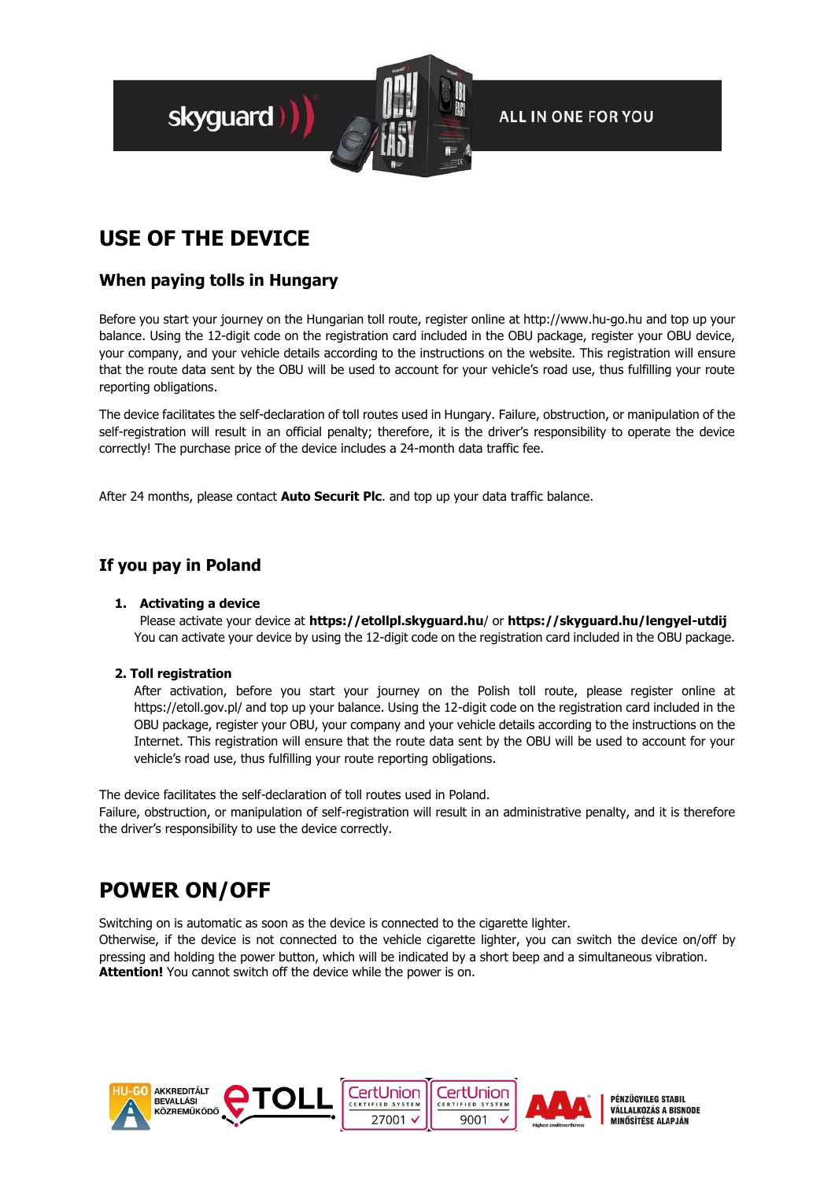# USE OF THE DEVICE

## When paying tolls in Hungary

Before you start your journey on the Hungarian toll route, register online at http://www.hu-go.hu and top up your balance. Using the 12-digit code on the registration card included in the OBU package, register your OBU device, your company, and your vehicle details according to the instructions on the website. This registration will ensure that the route data sent by the OBU will be used to account for your vehicle's road use, thus fulfilling your route reporting obligations.

The device facilitates the self-declaration of toll routes used in Hungary. Failure, obstruction, or manipulation of the self-registration will result in an official penalty; therefore, it is the driver's responsibility to operate the device correctly! The purchase price of the device includes a 24-month data traffic fee.

After 24 months, please contact **Auto Securit Plc**. and top up your data traffic balance.

## If you pay in Poland

1. **Activating a device**
   Please activate your device at **https://etollpl.skyguard.hu**/ or **https://skyguard.hu/lengyel-utdij**
   You can activate your device by using the 12-digit code on the registration card included in the OBU package.

2. **Toll registration**
   After activation, before you start your journey on the Polish toll route, please register online at https://etoll.gov.pl/ and top up your balance. Using the 12-digit code on the registration card included in the OBU package, register your OBU, your company and your vehicle details according to the instructions on the Internet. This registration will ensure that the route data sent by the OBU will be used to account for your vehicle's road use, thus fulfilling your route reporting obligations.

The device facilitates the self-declaration of toll routes used in Poland.
Failure, obstruction, or manipulation of self-registration will result in an administrative penalty, and it is therefore the driver's responsibility to use the device correctly.

# POWER ON/OFF

Switching on is automatic as soon as the device is connected to the cigarette lighter.
Otherwise, if the device is not connected to the vehicle cigarette lighter, you can switch the device on/off by pressing and holding the power button, which will be indicated by a short beep and a simultaneous vibration.
**Attention!** You cannot switch off the device while the power is on.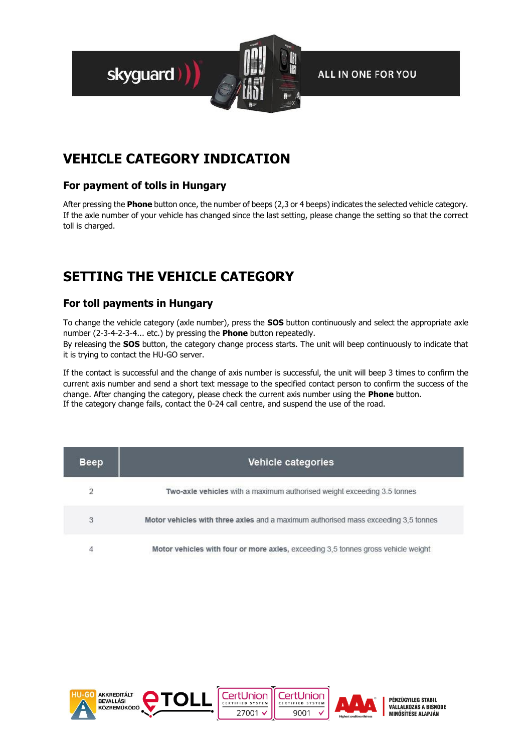# VEHICLE CATEGORY INDICATION

## For payment of tolls in Hungary

After pressing the **Phone** button once, the number of beeps (2,3 or 4 beeps) indicates the selected vehicle category. If the axle number of your vehicle has changed since the last setting, please change the setting so that the correct toll is charged.

# SETTING THE VEHICLE CATEGORY

## For toll payments in Hungary

To change the vehicle category (axle number), press the **SOS** button continuously and select the appropriate axle number (2-3-4-2-3-4... etc.) by pressing the **Phone** button repeatedly.
By releasing the **SOS** button, the category change process starts. The unit will beep continuously to indicate that it is trying to contact the HU-GO server.

If the contact is successful and the change of axis number is successful, the unit will beep 3 times to confirm the current axis number and send a short text message to the specified contact person to confirm the success of the change. After changing the category, please check the current axis number using the **Phone** button.
If the category change fails, contact the 0-24 call centre, and suspend the use of the road.

| Beep | Vehicle categories |
|---|---|
| 2 | **Two-axle vehicles** with a maximum authorised weight exceeding 3.5 tonnes |
| 3 | **Motor vehicles with three axles** and a maximum authorised mass exceeding 3,5 tonnes |
| 4 | **Motor vehicles with four or more axles**, exceeding 3,5 tonnes gross vehicle weight |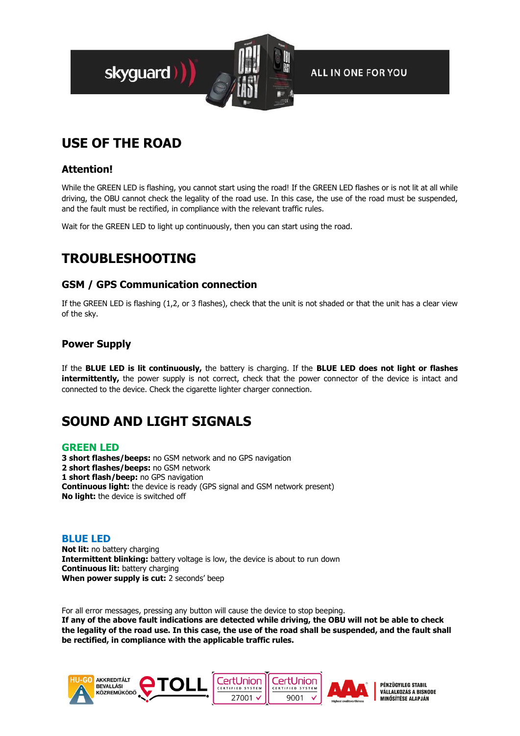# USE OF THE ROAD

## Attention!

While the GREEN LED is flashing, you cannot start using the road! If the GREEN LED flashes or is not lit at all while driving, the OBU cannot check the legality of the road use. In this case, the use of the road must be suspended, and the fault must be rectified, in compliance with the relevant traffic rules.

Wait for the GREEN LED to light up continuously, then you can start using the road.

# TROUBLESHOOTING

## GSM / GPS Communication connection

If the GREEN LED is flashing (1,2, or 3 flashes), check that the unit is not shaded or that the unit has a clear view of the sky.

## Power Supply

If the **BLUE LED is lit continuously,** the battery is charging. If the **BLUE LED does not light or flashes intermittently,** the power supply is not correct, check that the power connector of the device is intact and connected to the device. Check the cigarette lighter charger connection.

# SOUND AND LIGHT SIGNALS

### GREEN LED

**3 short flashes/beeps:** no GSM network and no GPS navigation
**2 short flashes/beeps:** no GSM network
**1 short flash/beep:** no GPS navigation
**Continuous light:** the device is ready (GPS signal and GSM network present)
**No light:** the device is switched off

### BLUE LED

**Not lit:** no battery charging
**Intermittent blinking:** battery voltage is low, the device is about to run down
**Continuous lit:** battery charging
**When power supply is cut:** 2 seconds' beep

For all error messages, pressing any button will cause the device to stop beeping.
**If any of the above fault indications are detected while driving, the OBU will not be able to check the legality of the road use. In this case, the use of the road shall be suspended, and the fault shall be rectified, in compliance with the applicable traffic rules.**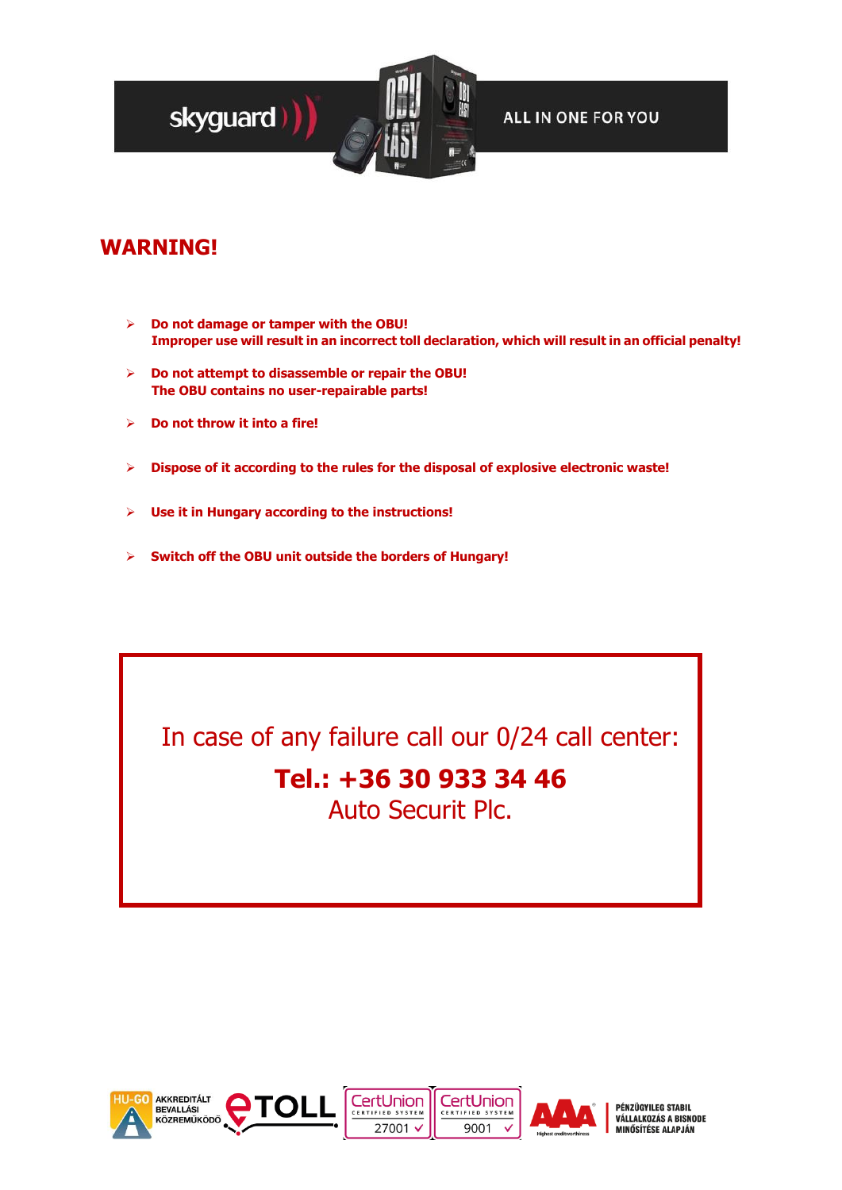skyguard

ALL IN ONE FOR YOU

# WARNING!

- **Do not damage or tamper with the OBU!**
  **Improper use will result in an incorrect toll declaration, which will result in an official penalty!**
- **Do not attempt to disassemble or repair the OBU!**
  **The OBU contains no user-repairable parts!**
- **Do not throw it into a fire!**
- **Dispose of it according to the rules for the disposal of explosive electronic waste!**
- **Use it in Hungary according to the instructions!**
- **Switch off the OBU unit outside the borders of Hungary!**

In case of any failure call our 0/24 call center:

**Tel.: +36 30 933 34 46**

Auto Securit Plc.

HU-GO AKKREDITÁLT BEVALLÁSI KÖZREMŰKÖDŐ

eTOLL

CertUnion CERTIFIED SYSTEM 27001

CertUnion CERTIFIED SYSTEM 9001

AAA Highest creditworthiness

PÉNZÜGYILEG STABIL VÁLLALKOZÁS A BISNODE MINŐSÍTÉSE ALAPJÁN